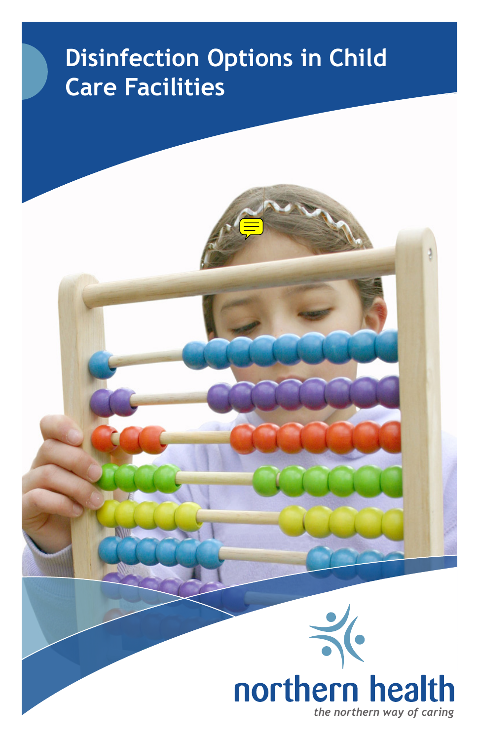# Disinfection Options in Child Care Facilities

northern health

*the northern way of caring*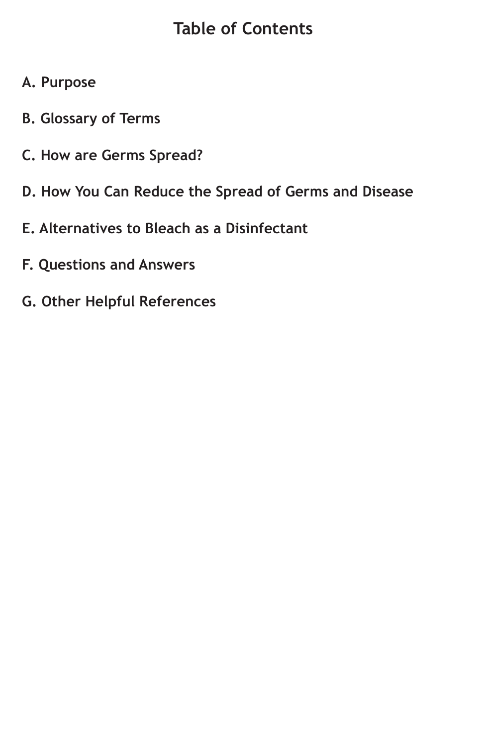# Table of Contents

**A. Purpose**

**B. Glossary of Terms**

**C. How are Germs Spread?**

**D. How You Can Reduce the Spread of Germs and Disease**

**E. Alternatives to Bleach as a Disinfectant**

**F. Questions and Answers**

**G. Other Helpful References**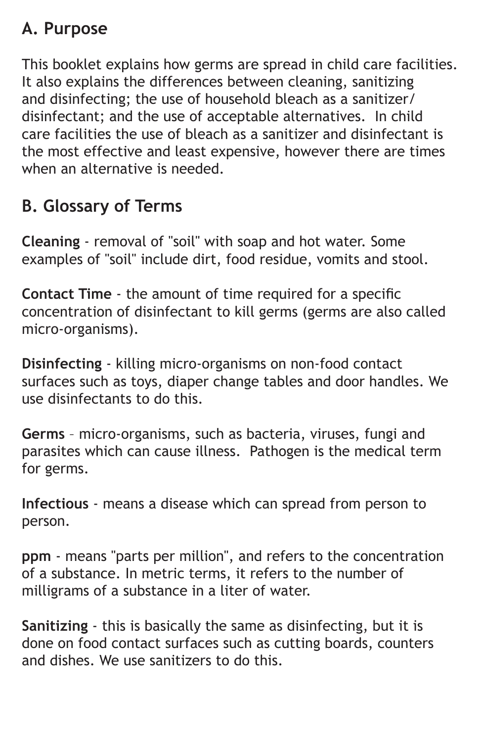## A. Purpose

This booklet explains how germs are spread in child care facilities. It also explains the differences between cleaning, sanitizing and disinfecting; the use of household bleach as a sanitizer/ disinfectant; and the use of acceptable alternatives. In child care facilities the use of bleach as a sanitizer and disinfectant is the most effective and least expensive, however there are times when an alternative is needed.

## B. Glossary of Terms

**Cleaning** - removal of "soil" with soap and hot water. Some examples of "soil" include dirt, food residue, vomits and stool.

**Contact Time** - the amount of time required for a specific concentration of disinfectant to kill germs (germs are also called micro-organisms).

**Disinfecting** - killing micro-organisms on non-food contact surfaces such as toys, diaper change tables and door handles. We use disinfectants to do this.

**Germs** – micro-organisms, such as bacteria, viruses, fungi and parasites which can cause illness. Pathogen is the medical term for germs.

**Infectious** - means a disease which can spread from person to person.

**ppm** - means "parts per million", and refers to the concentration of a substance. In metric terms, it refers to the number of milligrams of a substance in a liter of water.

**Sanitizing** - this is basically the same as disinfecting, but it is done on food contact surfaces such as cutting boards, counters and dishes. We use sanitizers to do this.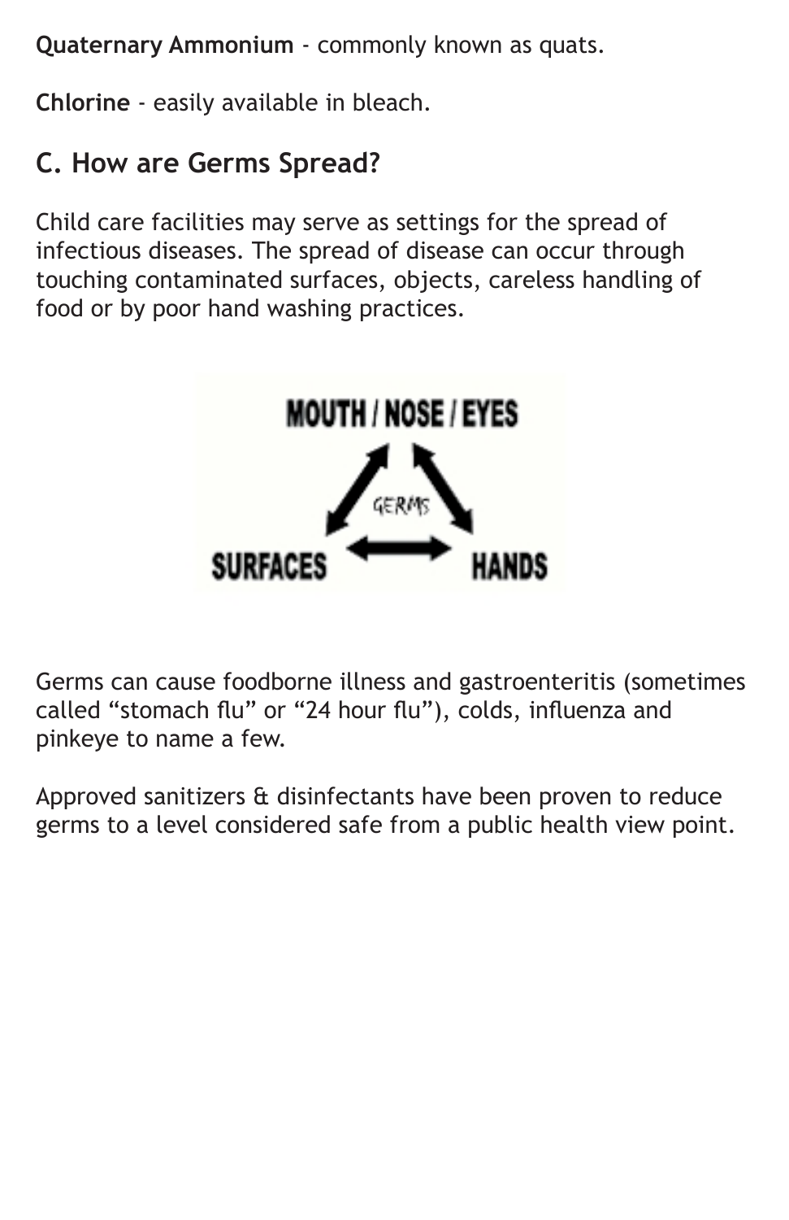**Quaternary Ammonium** - commonly known as quats.

**Chlorine** - easily available in bleach.

## C. How are Germs Spread?

Child care facilities may serve as settings for the spread of infectious diseases. The spread of disease can occur through touching contaminated surfaces, objects, careless handling of food or by poor hand washing practices.

Germs can cause foodborne illness and gastroenteritis (sometimes called "stomach flu" or "24 hour flu"), colds, influenza and pinkeye to name a few.

Approved sanitizers & disinfectants have been proven to reduce germs to a level considered safe from a public health view point.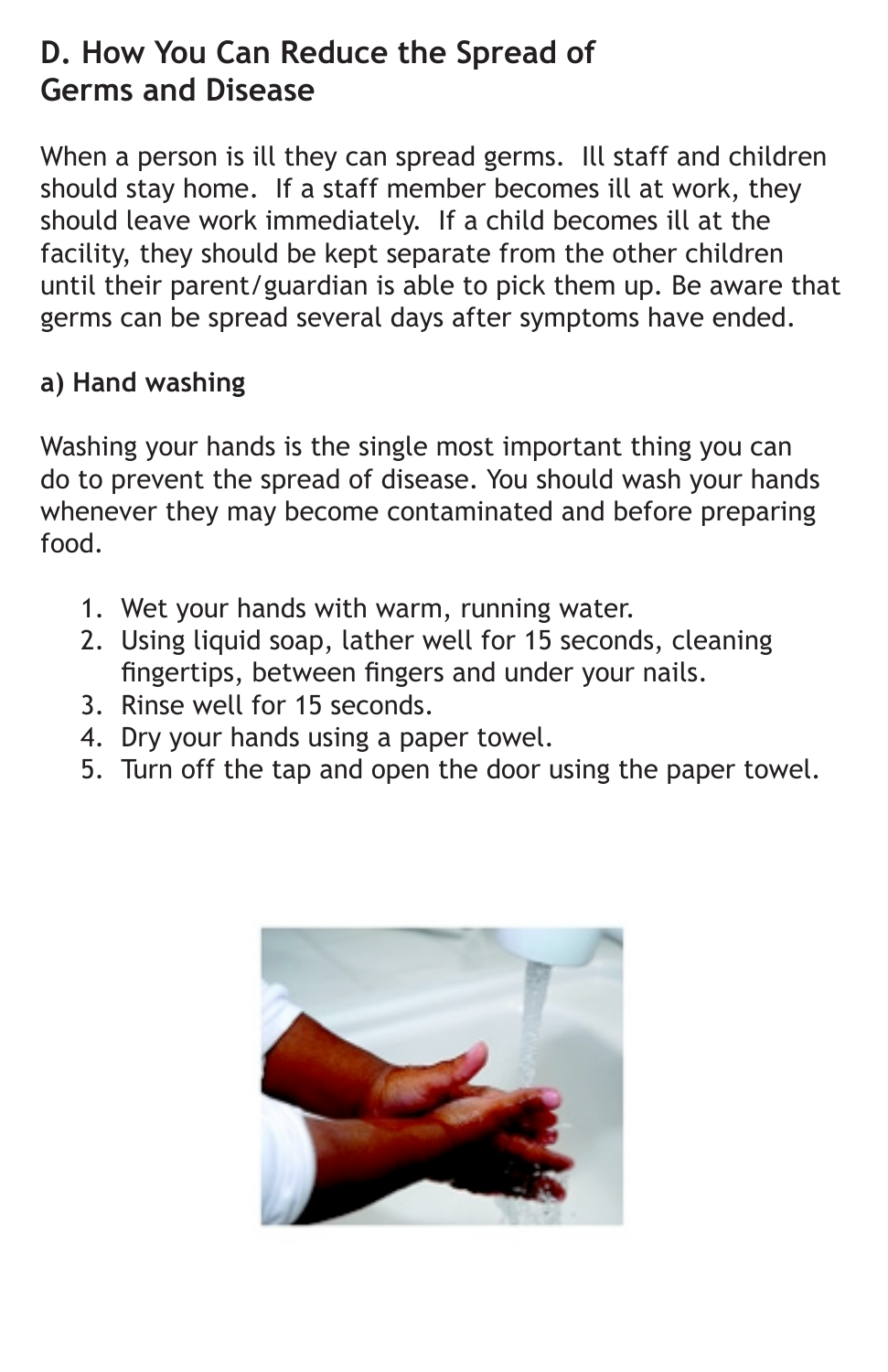## D. How You Can Reduce the Spread of Germs and Disease

When a person is ill they can spread germs. Ill staff and children should stay home. If a staff member becomes ill at work, they should leave work immediately. If a child becomes ill at the facility, they should be kept separate from the other children until their parent/guardian is able to pick them up. Be aware that germs can be spread several days after symptoms have ended.

### a) Hand washing

Washing your hands is the single most important thing you can do to prevent the spread of disease. You should wash your hands whenever they may become contaminated and before preparing food.

1. Wet your hands with warm, running water.
2. Using liquid soap, lather well for 15 seconds, cleaning fingertips, between fingers and under your nails.
3. Rinse well for 15 seconds.
4. Dry your hands using a paper towel.
5. Turn off the tap and open the door using the paper towel.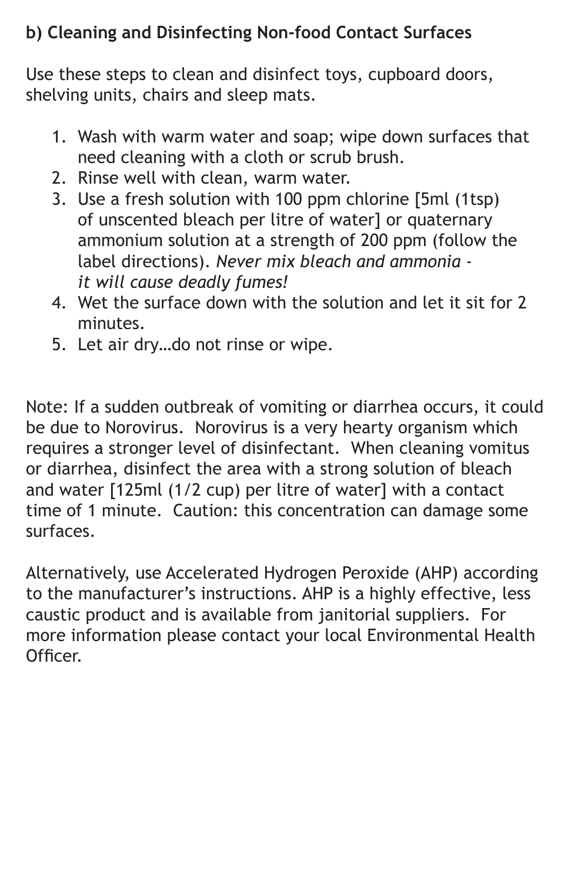**b) Cleaning and Disinfecting Non-food Contact Surfaces**

Use these steps to clean and disinfect toys, cupboard doors, shelving units, chairs and sleep mats.

1. Wash with warm water and soap; wipe down surfaces that need cleaning with a cloth or scrub brush.
2. Rinse well with clean, warm water.
3. Use a fresh solution with 100 ppm chlorine [5ml (1tsp) of unscented bleach per litre of water] or quaternary ammonium solution at a strength of 200 ppm (follow the label directions). *Never mix bleach and ammonia - it will cause deadly fumes!*
4. Wet the surface down with the solution and let it sit for 2 minutes.
5. Let air dry…do not rinse or wipe.

Note: If a sudden outbreak of vomiting or diarrhea occurs, it could be due to Norovirus. Norovirus is a very hearty organism which requires a stronger level of disinfectant. When cleaning vomitus or diarrhea, disinfect the area with a strong solution of bleach and water [125ml (1/2 cup) per litre of water] with a contact time of 1 minute. Caution: this concentration can damage some surfaces.

Alternatively, use Accelerated Hydrogen Peroxide (AHP) according to the manufacturer's instructions. AHP is a highly effective, less caustic product and is available from janitorial suppliers. For more information please contact your local Environmental Health Officer.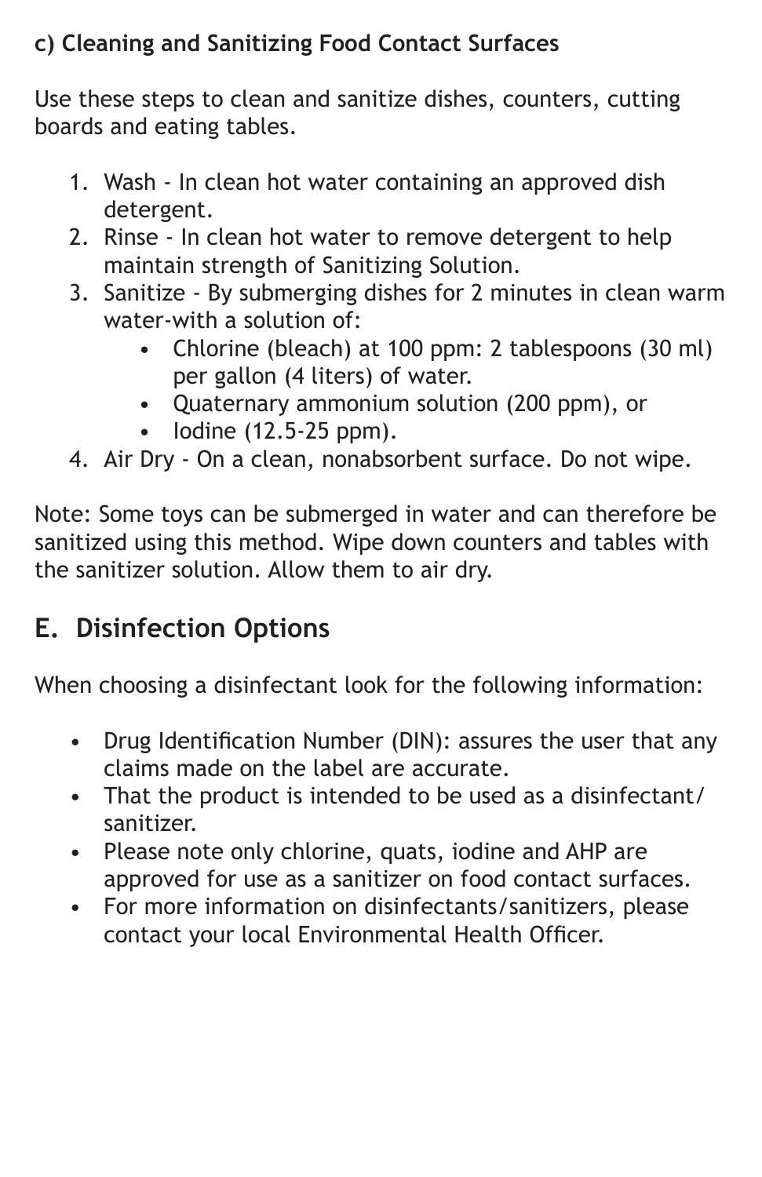**c) Cleaning and Sanitizing Food Contact Surfaces**

Use these steps to clean and sanitize dishes, counters, cutting boards and eating tables.

1. Wash - In clean hot water containing an approved dish detergent.
2. Rinse - In clean hot water to remove detergent to help maintain strength of Sanitizing Solution.
3. Sanitize - By submerging dishes for 2 minutes in clean warm water-with a solution of:
    - Chlorine (bleach) at 100 ppm: 2 tablespoons (30 ml) per gallon (4 liters) of water.
    - Quaternary ammonium solution (200 ppm), or
    - Iodine (12.5-25 ppm).
4. Air Dry - On a clean, nonabsorbent surface. Do not wipe.

Note: Some toys can be submerged in water and can therefore be sanitized using this method. Wipe down counters and tables with the sanitizer solution. Allow them to air dry.

## E. Disinfection Options

When choosing a disinfectant look for the following information:

- Drug Identification Number (DIN): assures the user that any claims made on the label are accurate.
- That the product is intended to be used as a disinfectant/ sanitizer.
- Please note only chlorine, quats, iodine and AHP are approved for use as a sanitizer on food contact surfaces.
- For more information on disinfectants/sanitizers, please contact your local Environmental Health Officer.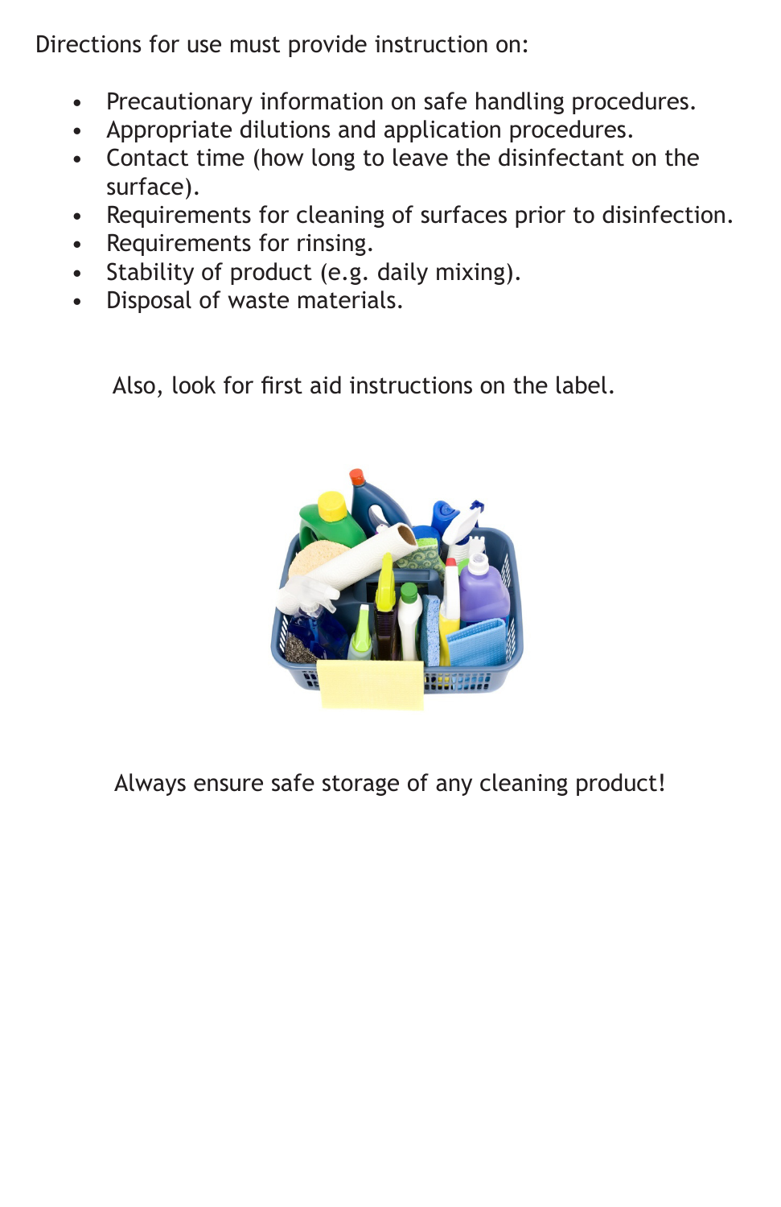Directions for use must provide instruction on:

- Precautionary information on safe handling procedures.
- Appropriate dilutions and application procedures.
- Contact time (how long to leave the disinfectant on the surface).
- Requirements for cleaning of surfaces prior to disinfection.
- Requirements for rinsing.
- Stability of product (e.g. daily mixing).
- Disposal of waste materials.

Also, look for first aid instructions on the label.

Always ensure safe storage of any cleaning product!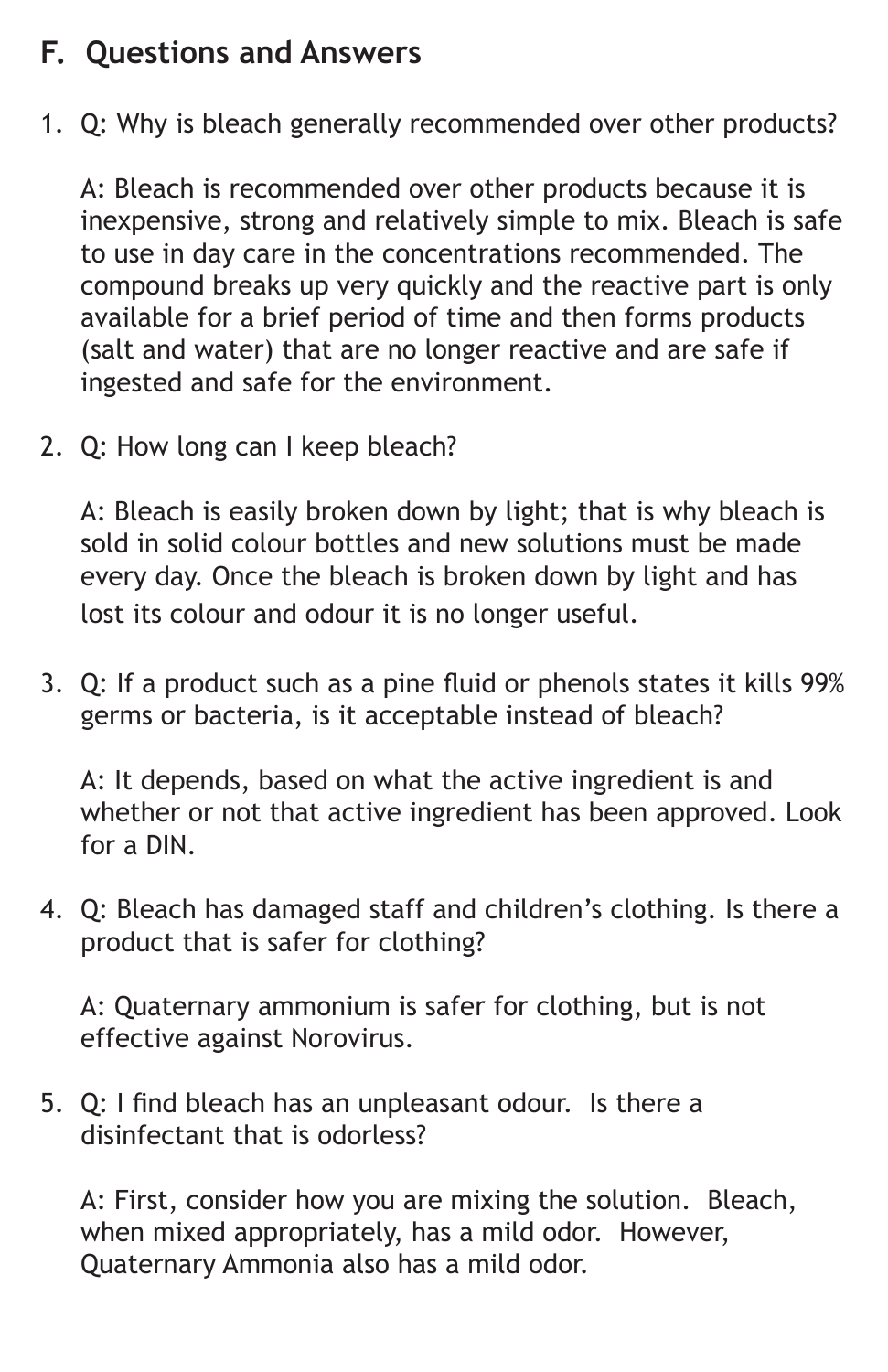## F. Questions and Answers

1. Q: Why is bleach generally recommended over other products?

   A: Bleach is recommended over other products because it is inexpensive, strong and relatively simple to mix. Bleach is safe to use in day care in the concentrations recommended. The compound breaks up very quickly and the reactive part is only available for a brief period of time and then forms products (salt and water) that are no longer reactive and are safe if ingested and safe for the environment.

2. Q: How long can I keep bleach?

   A: Bleach is easily broken down by light; that is why bleach is sold in solid colour bottles and new solutions must be made every day. Once the bleach is broken down by light and has lost its colour and odour it is no longer useful.

3. Q: If a product such as a pine fluid or phenols states it kills 99% germs or bacteria, is it acceptable instead of bleach?

   A: It depends, based on what the active ingredient is and whether or not that active ingredient has been approved. Look for a DIN.

4. Q: Bleach has damaged staff and children's clothing. Is there a product that is safer for clothing?

   A: Quaternary ammonium is safer for clothing, but is not effective against Norovirus.

5. Q: I find bleach has an unpleasant odour. Is there a disinfectant that is odorless?

   A: First, consider how you are mixing the solution. Bleach, when mixed appropriately, has a mild odor. However, Quaternary Ammonia also has a mild odor.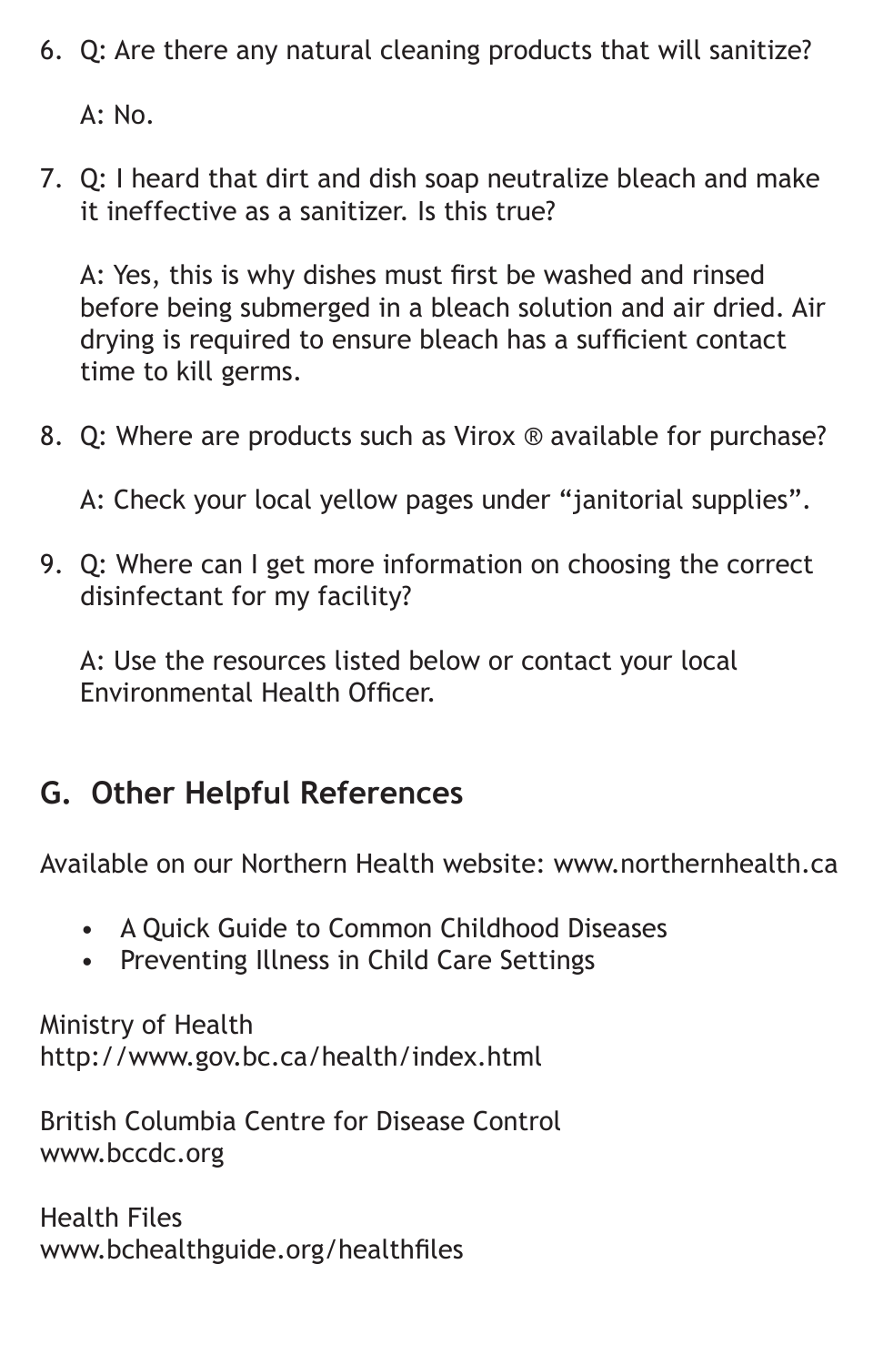6. Q: Are there any natural cleaning products that will sanitize?

   A: No.

7. Q: I heard that dirt and dish soap neutralize bleach and make it ineffective as a sanitizer. Is this true?

   A: Yes, this is why dishes must first be washed and rinsed before being submerged in a bleach solution and air dried. Air drying is required to ensure bleach has a sufficient contact time to kill germs.

8. Q: Where are products such as Virox ® available for purchase?

   A: Check your local yellow pages under "janitorial supplies".

9. Q: Where can I get more information on choosing the correct disinfectant for my facility?

   A: Use the resources listed below or contact your local Environmental Health Officer.

## G. Other Helpful References

Available on our Northern Health website: www.northernhealth.ca

- A Quick Guide to Common Childhood Diseases
- Preventing Illness in Child Care Settings

Ministry of Health
http://www.gov.bc.ca/health/index.html

British Columbia Centre for Disease Control
www.bccdc.org

Health Files
www.bchealthguide.org/healthfiles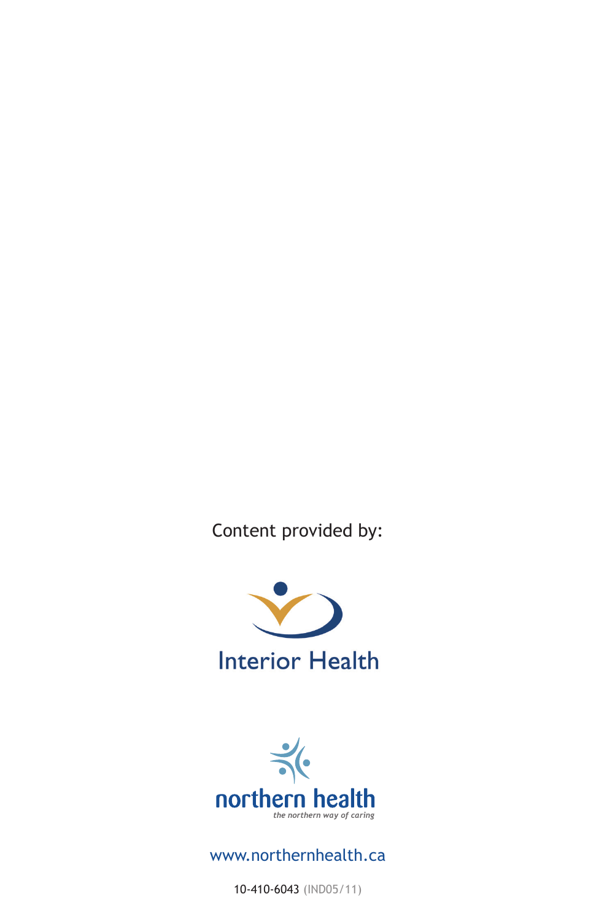Content provided by:

Interior Health

northern health

*the northern way of caring*

www.northernhealth.ca

10-410-6043 (IND05/11)